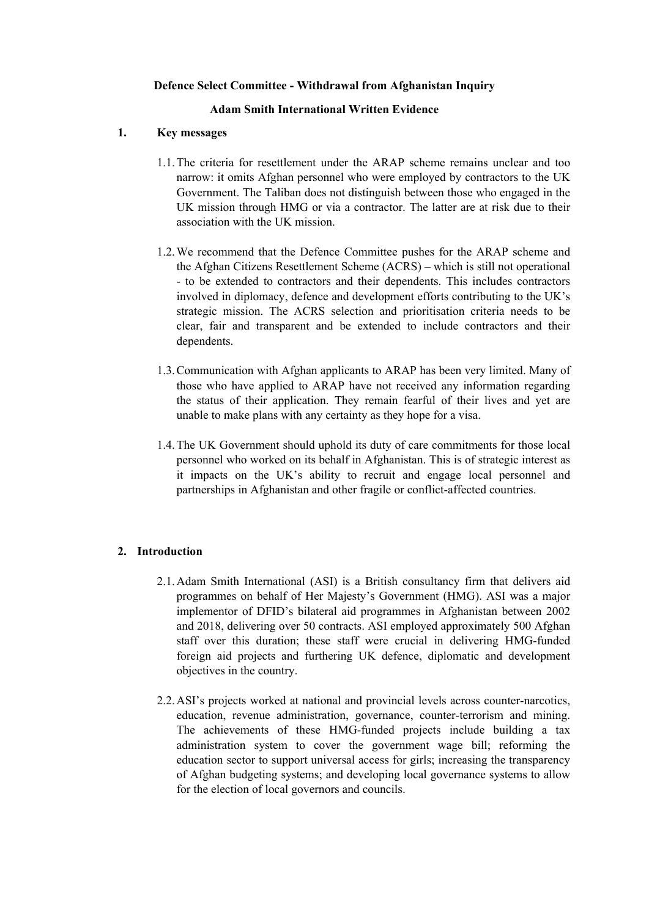**Defence Select Committee - Withdrawal from Afghanistan Inquiry**

**Adam Smith International Written Evidence**

## 1. Key messages

1.1. The criteria for resettlement under the ARAP scheme remains unclear and too narrow: it omits Afghan personnel who were employed by contractors to the UK Government. The Taliban does not distinguish between those who engaged in the UK mission through HMG or via a contractor. The latter are at risk due to their association with the UK mission.

1.2. We recommend that the Defence Committee pushes for the ARAP scheme and the Afghan Citizens Resettlement Scheme (ACRS) – which is still not operational - to be extended to contractors and their dependents. This includes contractors involved in diplomacy, defence and development efforts contributing to the UK's strategic mission. The ACRS selection and prioritisation criteria needs to be clear, fair and transparent and be extended to include contractors and their dependents.

1.3. Communication with Afghan applicants to ARAP has been very limited. Many of those who have applied to ARAP have not received any information regarding the status of their application. They remain fearful of their lives and yet are unable to make plans with any certainty as they hope for a visa.

1.4. The UK Government should uphold its duty of care commitments for those local personnel who worked on its behalf in Afghanistan. This is of strategic interest as it impacts on the UK's ability to recruit and engage local personnel and partnerships in Afghanistan and other fragile or conflict-affected countries.

## 2. Introduction

2.1. Adam Smith International (ASI) is a British consultancy firm that delivers aid programmes on behalf of Her Majesty's Government (HMG). ASI was a major implementor of DFID's bilateral aid programmes in Afghanistan between 2002 and 2018, delivering over 50 contracts. ASI employed approximately 500 Afghan staff over this duration; these staff were crucial in delivering HMG-funded foreign aid projects and furthering UK defence, diplomatic and development objectives in the country.

2.2. ASI's projects worked at national and provincial levels across counter-narcotics, education, revenue administration, governance, counter-terrorism and mining. The achievements of these HMG-funded projects include building a tax administration system to cover the government wage bill; reforming the education sector to support universal access for girls; increasing the transparency of Afghan budgeting systems; and developing local governance systems to allow for the election of local governors and councils.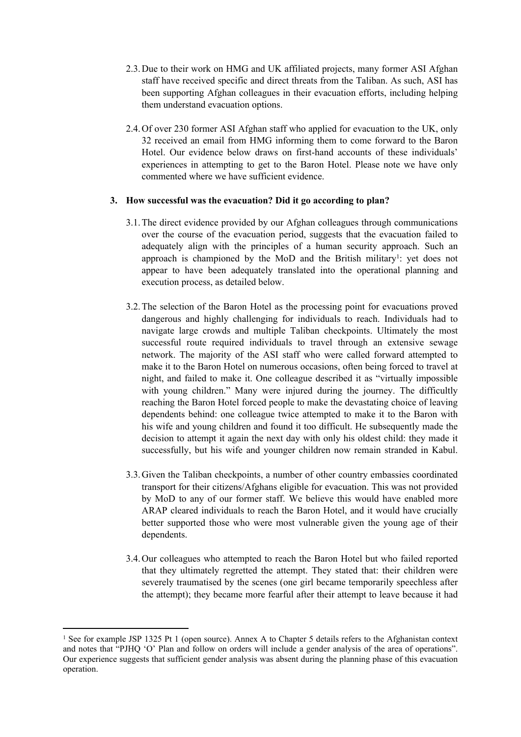2.3. Due to their work on HMG and UK affiliated projects, many former ASI Afghan staff have received specific and direct threats from the Taliban. As such, ASI has been supporting Afghan colleagues in their evacuation efforts, including helping them understand evacuation options.

2.4. Of over 230 former ASI Afghan staff who applied for evacuation to the UK, only 32 received an email from HMG informing them to come forward to the Baron Hotel. Our evidence below draws on first-hand accounts of these individuals' experiences in attempting to get to the Baron Hotel. Please note we have only commented where we have sufficient evidence.

**3. How successful was the evacuation? Did it go according to plan?**

3.1. The direct evidence provided by our Afghan colleagues through communications over the course of the evacuation period, suggests that the evacuation failed to adequately align with the principles of a human security approach. Such an approach is championed by the MoD and the British military[1]: yet does not appear to have been adequately translated into the operational planning and execution process, as detailed below.

3.2. The selection of the Baron Hotel as the processing point for evacuations proved dangerous and highly challenging for individuals to reach. Individuals had to navigate large crowds and multiple Taliban checkpoints. Ultimately the most successful route required individuals to travel through an extensive sewage network. The majority of the ASI staff who were called forward attempted to make it to the Baron Hotel on numerous occasions, often being forced to travel at night, and failed to make it. One colleague described it as "virtually impossible with young children." Many were injured during the journey. The difficultly reaching the Baron Hotel forced people to make the devastating choice of leaving dependents behind: one colleague twice attempted to make it to the Baron with his wife and young children and found it too difficult. He subsequently made the decision to attempt it again the next day with only his oldest child: they made it successfully, but his wife and younger children now remain stranded in Kabul.

3.3. Given the Taliban checkpoints, a number of other country embassies coordinated transport for their citizens/Afghans eligible for evacuation. This was not provided by MoD to any of our former staff. We believe this would have enabled more ARAP cleared individuals to reach the Baron Hotel, and it would have crucially better supported those who were most vulnerable given the young age of their dependents.

3.4. Our colleagues who attempted to reach the Baron Hotel but who failed reported that they ultimately regretted the attempt. They stated that: their children were severely traumatised by the scenes (one girl became temporarily speechless after the attempt); they became more fearful after their attempt to leave because it had

[1] See for example JSP 1325 Pt 1 (open source). Annex A to Chapter 5 details refers to the Afghanistan context and notes that "PJHQ 'O' Plan and follow on orders will include a gender analysis of the area of operations". Our experience suggests that sufficient gender analysis was absent during the planning phase of this evacuation operation.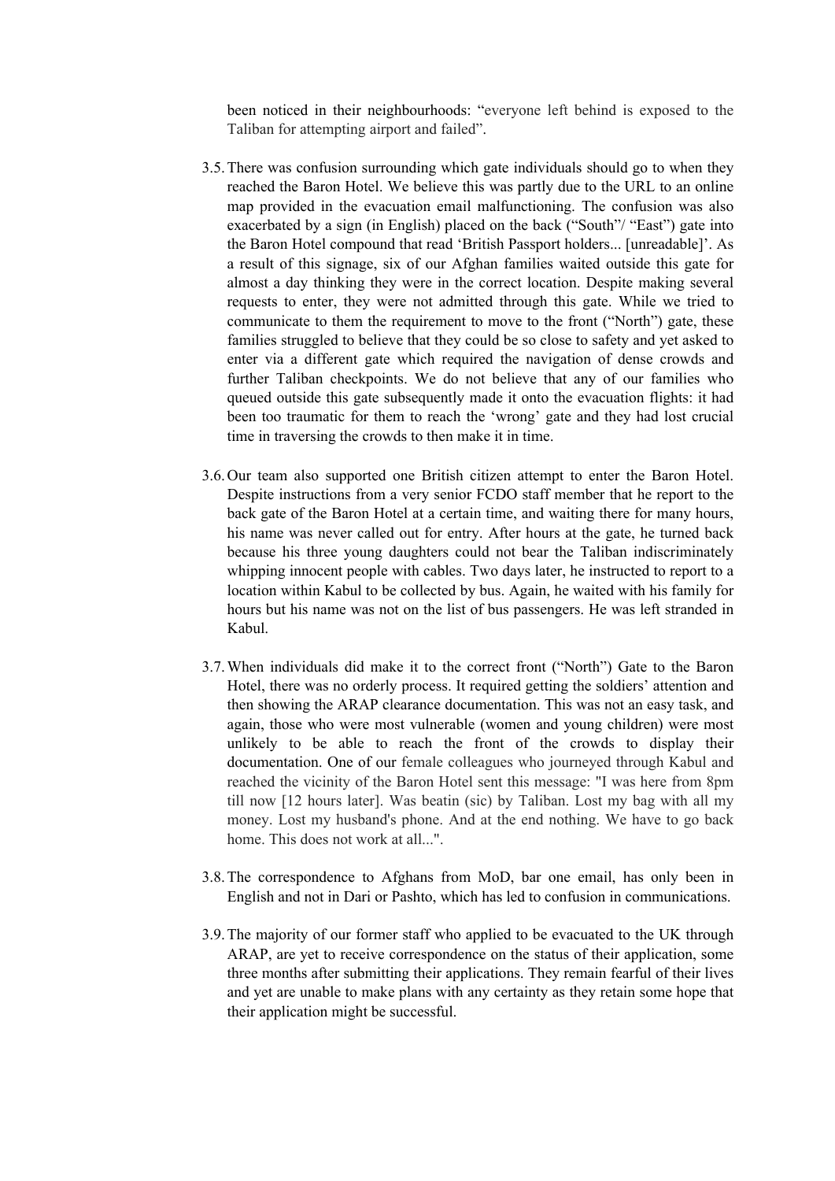been noticed in their neighbourhoods: "everyone left behind is exposed to the Taliban for attempting airport and failed".

3.5. There was confusion surrounding which gate individuals should go to when they reached the Baron Hotel. We believe this was partly due to the URL to an online map provided in the evacuation email malfunctioning. The confusion was also exacerbated by a sign (in English) placed on the back ("South"/ "East") gate into the Baron Hotel compound that read 'British Passport holders... [unreadable]'. As a result of this signage, six of our Afghan families waited outside this gate for almost a day thinking they were in the correct location. Despite making several requests to enter, they were not admitted through this gate. While we tried to communicate to them the requirement to move to the front ("North") gate, these families struggled to believe that they could be so close to safety and yet asked to enter via a different gate which required the navigation of dense crowds and further Taliban checkpoints. We do not believe that any of our families who queued outside this gate subsequently made it onto the evacuation flights: it had been too traumatic for them to reach the 'wrong' gate and they had lost crucial time in traversing the crowds to then make it in time.

3.6. Our team also supported one British citizen attempt to enter the Baron Hotel. Despite instructions from a very senior FCDO staff member that he report to the back gate of the Baron Hotel at a certain time, and waiting there for many hours, his name was never called out for entry. After hours at the gate, he turned back because his three young daughters could not bear the Taliban indiscriminately whipping innocent people with cables. Two days later, he instructed to report to a location within Kabul to be collected by bus. Again, he waited with his family for hours but his name was not on the list of bus passengers. He was left stranded in Kabul.

3.7. When individuals did make it to the correct front ("North") Gate to the Baron Hotel, there was no orderly process. It required getting the soldiers' attention and then showing the ARAP clearance documentation. This was not an easy task, and again, those who were most vulnerable (women and young children) were most unlikely to be able to reach the front of the crowds to display their documentation. One of our female colleagues who journeyed through Kabul and reached the vicinity of the Baron Hotel sent this message: "I was here from 8pm till now [12 hours later]. Was beatin (sic) by Taliban. Lost my bag with all my money. Lost my husband's phone. And at the end nothing. We have to go back home. This does not work at all...".

3.8. The correspondence to Afghans from MoD, bar one email, has only been in English and not in Dari or Pashto, which has led to confusion in communications.

3.9. The majority of our former staff who applied to be evacuated to the UK through ARAP, are yet to receive correspondence on the status of their application, some three months after submitting their applications. They remain fearful of their lives and yet are unable to make plans with any certainty as they retain some hope that their application might be successful.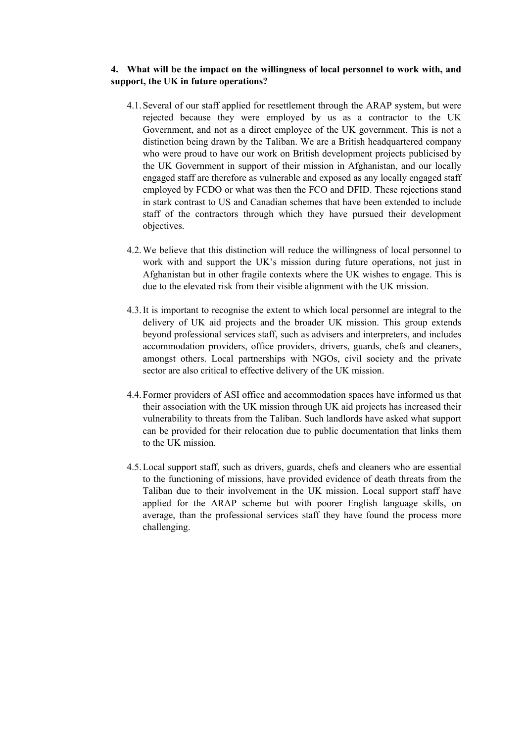**4. What will be the impact on the willingness of local personnel to work with, and support, the UK in future operations?**

4.1. Several of our staff applied for resettlement through the ARAP system, but were rejected because they were employed by us as a contractor to the UK Government, and not as a direct employee of the UK government. This is not a distinction being drawn by the Taliban. We are a British headquartered company who were proud to have our work on British development projects publicised by the UK Government in support of their mission in Afghanistan, and our locally engaged staff are therefore as vulnerable and exposed as any locally engaged staff employed by FCDO or what was then the FCO and DFID. These rejections stand in stark contrast to US and Canadian schemes that have been extended to include staff of the contractors through which they have pursued their development objectives.

4.2. We believe that this distinction will reduce the willingness of local personnel to work with and support the UK's mission during future operations, not just in Afghanistan but in other fragile contexts where the UK wishes to engage. This is due to the elevated risk from their visible alignment with the UK mission.

4.3. It is important to recognise the extent to which local personnel are integral to the delivery of UK aid projects and the broader UK mission. This group extends beyond professional services staff, such as advisers and interpreters, and includes accommodation providers, office providers, drivers, guards, chefs and cleaners, amongst others. Local partnerships with NGOs, civil society and the private sector are also critical to effective delivery of the UK mission.

4.4. Former providers of ASI office and accommodation spaces have informed us that their association with the UK mission through UK aid projects has increased their vulnerability to threats from the Taliban. Such landlords have asked what support can be provided for their relocation due to public documentation that links them to the UK mission.

4.5. Local support staff, such as drivers, guards, chefs and cleaners who are essential to the functioning of missions, have provided evidence of death threats from the Taliban due to their involvement in the UK mission. Local support staff have applied for the ARAP scheme but with poorer English language skills, on average, than the professional services staff they have found the process more challenging.